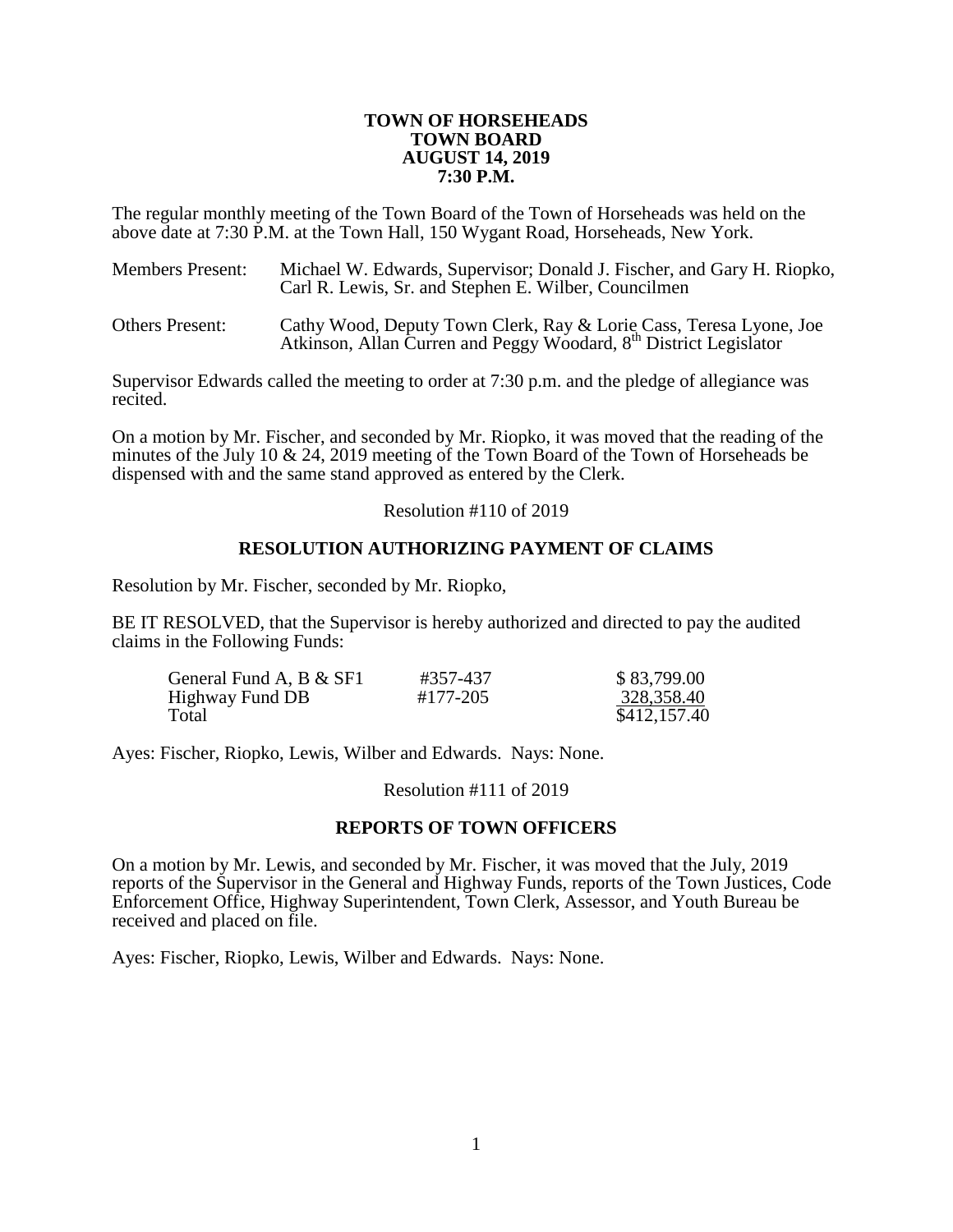**TOWN OF HORSEHEADS**
**TOWN BOARD**
**AUGUST 14, 2019**
**7:30 P.M.**

The regular monthly meeting of the Town Board of the Town of Horseheads was held on the above date at 7:30 P.M. at the Town Hall, 150 Wygant Road, Horseheads, New York.

Members Present: Michael W. Edwards, Supervisor; Donald J. Fischer, and Gary H. Riopko, Carl R. Lewis, Sr. and Stephen E. Wilber, Councilmen

Others Present: Cathy Wood, Deputy Town Clerk, Ray & Lorie Cass, Teresa Lyone, Joe Atkinson, Allan Curren and Peggy Woodard, 8th District Legislator

Supervisor Edwards called the meeting to order at 7:30 p.m. and the pledge of allegiance was recited.

On a motion by Mr. Fischer, and seconded by Mr. Riopko, it was moved that the reading of the minutes of the July 10 & 24, 2019 meeting of the Town Board of the Town of Horseheads be dispensed with and the same stand approved as entered by the Clerk.

Resolution #110 of 2019

**RESOLUTION AUTHORIZING PAYMENT OF CLAIMS**

Resolution by Mr. Fischer, seconded by Mr. Riopko,

BE IT RESOLVED, that the Supervisor is hereby authorized and directed to pay the audited claims in the Following Funds:

| | | |
|---|---|---|
| General Fund A, B & SF1 | #357-437 | $ 83,799.00 |
| Highway Fund DB | #177-205 | 328,358.40 |
| Total | | $412,157.40 |

Ayes: Fischer, Riopko, Lewis, Wilber and Edwards. Nays: None.

Resolution #111 of 2019

**REPORTS OF TOWN OFFICERS**

On a motion by Mr. Lewis, and seconded by Mr. Fischer, it was moved that the July, 2019 reports of the Supervisor in the General and Highway Funds, reports of the Town Justices, Code Enforcement Office, Highway Superintendent, Town Clerk, Assessor, and Youth Bureau be received and placed on file.

Ayes: Fischer, Riopko, Lewis, Wilber and Edwards. Nays: None.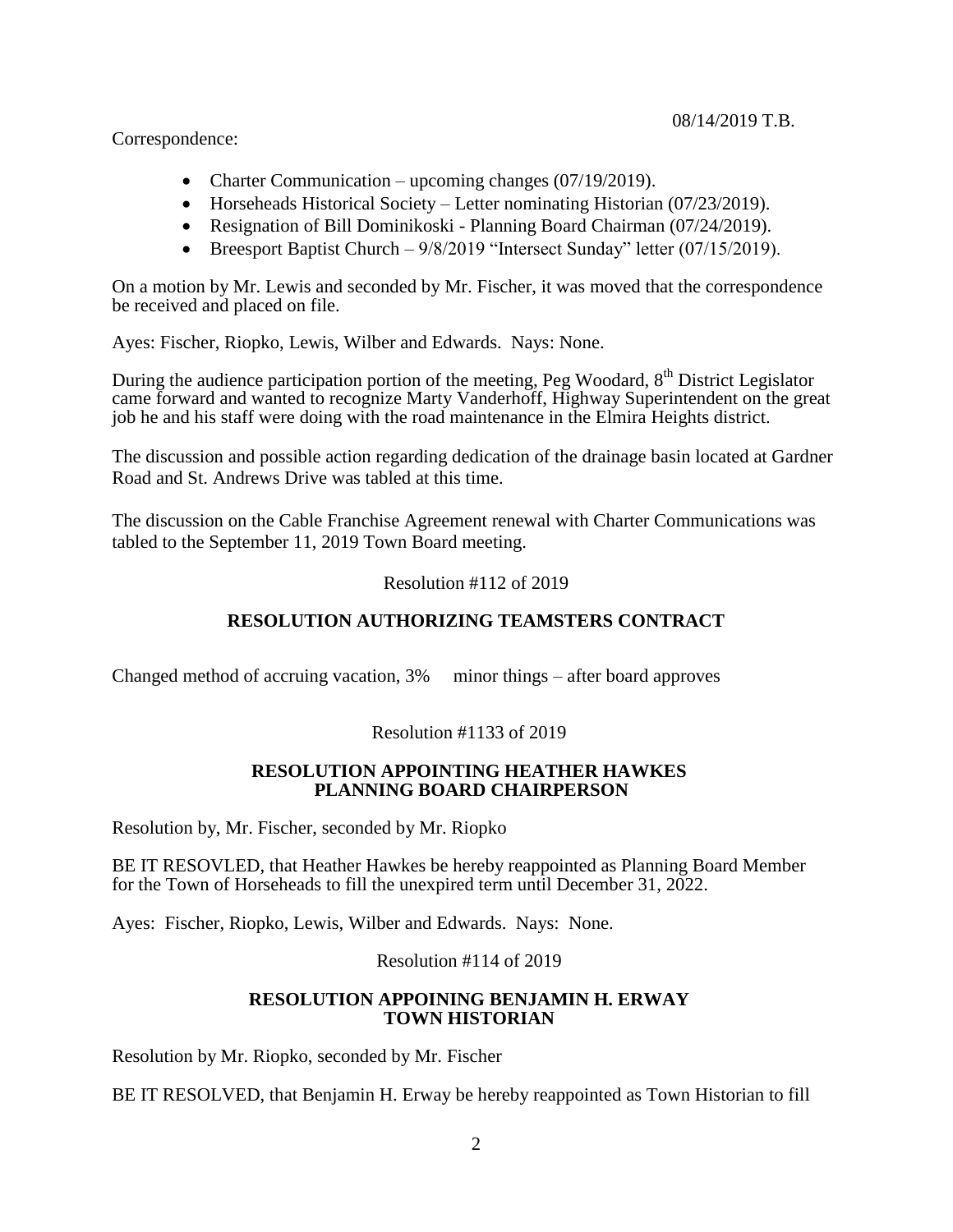08/14/2019 T.B.

Correspondence:

- Charter Communication – upcoming changes (07/19/2019).
- Horseheads Historical Society – Letter nominating Historian (07/23/2019).
- Resignation of Bill Dominikoski - Planning Board Chairman (07/24/2019).
- Breesport Baptist Church – 9/8/2019 "Intersect Sunday" letter (07/15/2019).

On a motion by Mr. Lewis and seconded by Mr. Fischer, it was moved that the correspondence be received and placed on file.

Ayes: Fischer, Riopko, Lewis, Wilber and Edwards. Nays: None.

During the audience participation portion of the meeting, Peg Woodard, 8th District Legislator came forward and wanted to recognize Marty Vanderhoff, Highway Superintendent on the great job he and his staff were doing with the road maintenance in the Elmira Heights district.

The discussion and possible action regarding dedication of the drainage basin located at Gardner Road and St. Andrews Drive was tabled at this time.

The discussion on the Cable Franchise Agreement renewal with Charter Communications was tabled to the September 11, 2019 Town Board meeting.

Resolution #112 of 2019

**RESOLUTION AUTHORIZING TEAMSTERS CONTRACT**

Changed method of accruing vacation, 3% minor things – after board approves

Resolution #1133 of 2019

**RESOLUTION APPOINTING HEATHER HAWKES PLANNING BOARD CHAIRPERSON**

Resolution by, Mr. Fischer, seconded by Mr. Riopko

BE IT RESOVLED, that Heather Hawkes be hereby reappointed as Planning Board Member for the Town of Horseheads to fill the unexpired term until December 31, 2022.

Ayes: Fischer, Riopko, Lewis, Wilber and Edwards. Nays: None.

Resolution #114 of 2019

**RESOLUTION APPOINING BENJAMIN H. ERWAY TOWN HISTORIAN**

Resolution by Mr. Riopko, seconded by Mr. Fischer

BE IT RESOLVED, that Benjamin H. Erway be hereby reappointed as Town Historian to fill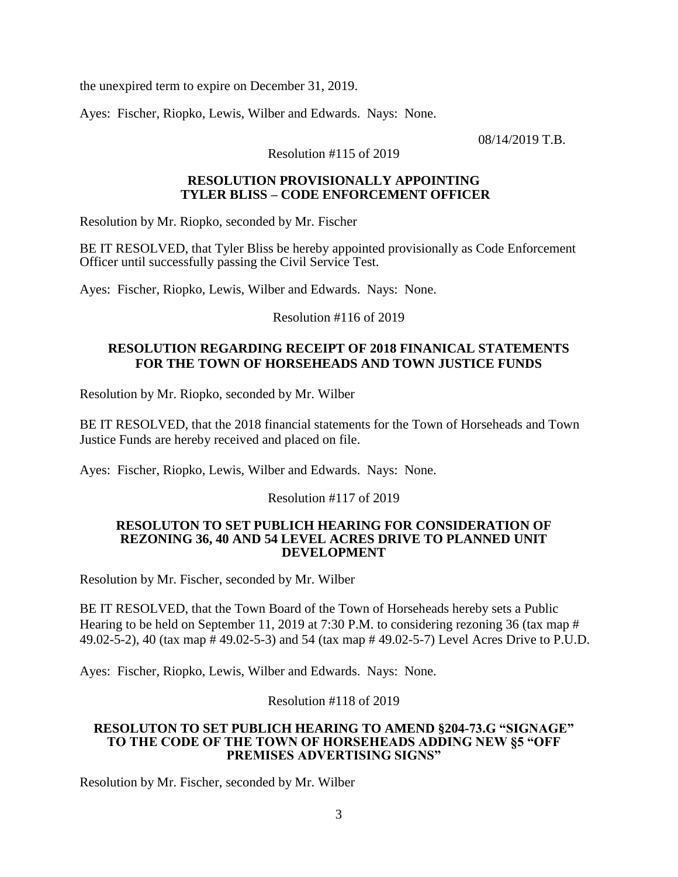the unexpired term to expire on December 31, 2019.

Ayes: Fischer, Riopko, Lewis, Wilber and Edwards. Nays: None.

08/14/2019 T.B.

Resolution #115 of 2019

**RESOLUTION PROVISIONALLY APPOINTING TYLER BLISS – CODE ENFORCEMENT OFFICER**

Resolution by Mr. Riopko, seconded by Mr. Fischer

BE IT RESOLVED, that Tyler Bliss be hereby appointed provisionally as Code Enforcement Officer until successfully passing the Civil Service Test.

Ayes: Fischer, Riopko, Lewis, Wilber and Edwards. Nays: None.

Resolution #116 of 2019

**RESOLUTION REGARDING RECEIPT OF 2018 FINANICAL STATEMENTS FOR THE TOWN OF HORSEHEADS AND TOWN JUSTICE FUNDS**

Resolution by Mr. Riopko, seconded by Mr. Wilber

BE IT RESOLVED, that the 2018 financial statements for the Town of Horseheads and Town Justice Funds are hereby received and placed on file.

Ayes: Fischer, Riopko, Lewis, Wilber and Edwards. Nays: None.

Resolution #117 of 2019

**RESOLUTON TO SET PUBLICH HEARING FOR CONSIDERATION OF REZONING 36, 40 AND 54 LEVEL ACRES DRIVE TO PLANNED UNIT DEVELOPMENT**

Resolution by Mr. Fischer, seconded by Mr. Wilber

BE IT RESOLVED, that the Town Board of the Town of Horseheads hereby sets a Public Hearing to be held on September 11, 2019 at 7:30 P.M. to considering rezoning 36 (tax map # 49.02-5-2), 40 (tax map # 49.02-5-3) and 54 (tax map # 49.02-5-7) Level Acres Drive to P.U.D.

Ayes: Fischer, Riopko, Lewis, Wilber and Edwards. Nays: None.

Resolution #118 of 2019

**RESOLUTON TO SET PUBLICH HEARING TO AMEND §204-73.G "SIGNAGE" TO THE CODE OF THE TOWN OF HORSEHEADS ADDING NEW §5 "OFF PREMISES ADVERTISING SIGNS"**

Resolution by Mr. Fischer, seconded by Mr. Wilber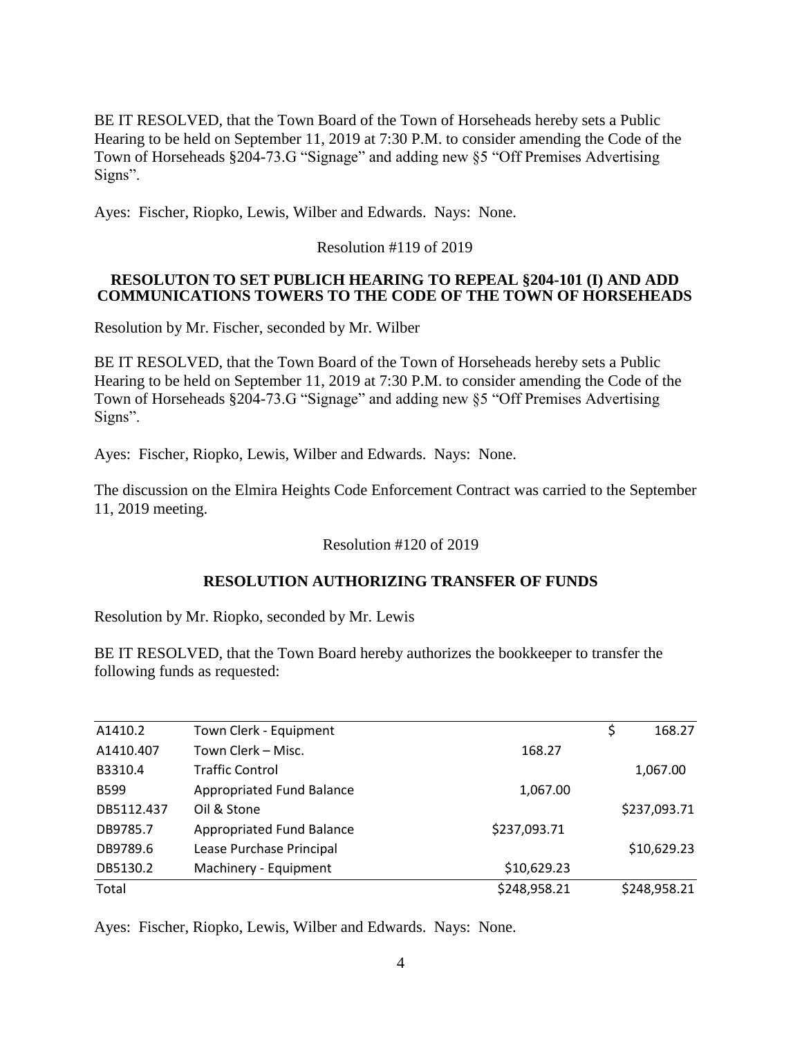BE IT RESOLVED, that the Town Board of the Town of Horseheads hereby sets a Public Hearing to be held on September 11, 2019 at 7:30 P.M. to consider amending the Code of the Town of Horseheads §204-73.G "Signage" and adding new §5 "Off Premises Advertising Signs".

Ayes: Fischer, Riopko, Lewis, Wilber and Edwards. Nays: None.

Resolution #119 of 2019

**RESOLUTON TO SET PUBLICH HEARING TO REPEAL §204-101 (I) AND ADD COMMUNICATIONS TOWERS TO THE CODE OF THE TOWN OF HORSEHEADS**

Resolution by Mr. Fischer, seconded by Mr. Wilber

BE IT RESOLVED, that the Town Board of the Town of Horseheads hereby sets a Public Hearing to be held on September 11, 2019 at 7:30 P.M. to consider amending the Code of the Town of Horseheads §204-73.G "Signage" and adding new §5 "Off Premises Advertising Signs".

Ayes: Fischer, Riopko, Lewis, Wilber and Edwards. Nays: None.

The discussion on the Elmira Heights Code Enforcement Contract was carried to the September 11, 2019 meeting.

Resolution #120 of 2019

**RESOLUTION AUTHORIZING TRANSFER OF FUNDS**

Resolution by Mr. Riopko, seconded by Mr. Lewis

BE IT RESOLVED, that the Town Board hereby authorizes the bookkeeper to transfer the following funds as requested:

| | | | |
|---|---|---|---|
| A1410.2 | Town Clerk - Equipment | | $ 168.27 |
| A1410.407 | Town Clerk – Misc. | 168.27 | |
| B3310.4 | Traffic Control | | 1,067.00 |
| B599 | Appropriated Fund Balance | 1,067.00 | |
| DB5112.437 | Oil & Stone | | $237,093.71 |
| DB9785.7 | Appropriated Fund Balance | $237,093.71 | |
| DB9789.6 | Lease Purchase Principal | | $10,629.23 |
| DB5130.2 | Machinery - Equipment | $10,629.23 | |
| Total | | $248,958.21 | $248,958.21 |

Ayes: Fischer, Riopko, Lewis, Wilber and Edwards. Nays: None.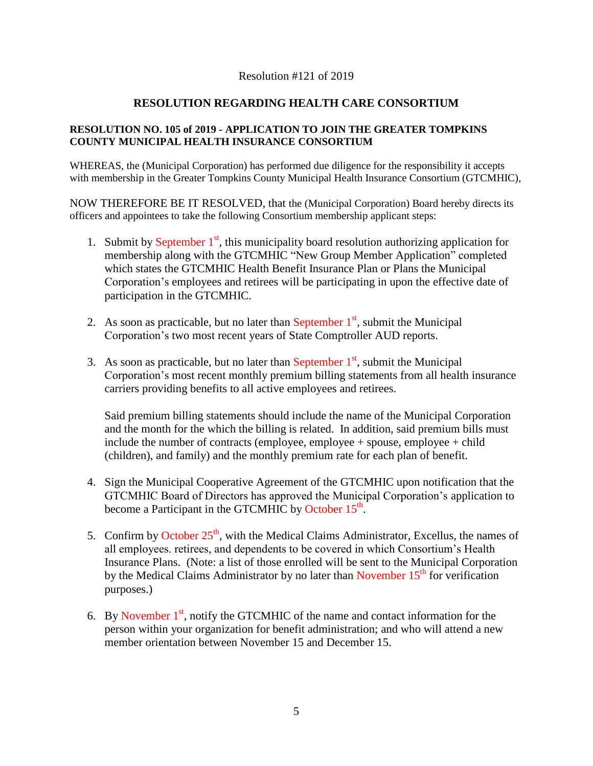Resolution #121 of 2019

## RESOLUTION REGARDING HEALTH CARE CONSORTIUM

**RESOLUTION NO. 105 of 2019 - APPLICATION TO JOIN THE GREATER TOMPKINS COUNTY MUNICIPAL HEALTH INSURANCE CONSORTIUM**

WHEREAS, the (Municipal Corporation) has performed due diligence for the responsibility it accepts with membership in the Greater Tompkins County Municipal Health Insurance Consortium (GTCMHIC),

NOW THEREFORE BE IT RESOLVED, that the (Municipal Corporation) Board hereby directs its officers and appointees to take the following Consortium membership applicant steps:

1. Submit by September 1st, this municipality board resolution authorizing application for membership along with the GTCMHIC "New Group Member Application" completed which states the GTCMHIC Health Benefit Insurance Plan or Plans the Municipal Corporation's employees and retirees will be participating in upon the effective date of participation in the GTCMHIC.

2. As soon as practicable, but no later than September 1st, submit the Municipal Corporation's two most recent years of State Comptroller AUD reports.

3. As soon as practicable, but no later than September 1st, submit the Municipal Corporation's most recent monthly premium billing statements from all health insurance carriers providing benefits to all active employees and retirees.

   Said premium billing statements should include the name of the Municipal Corporation and the month for the which the billing is related. In addition, said premium bills must include the number of contracts (employee, employee + spouse, employee + child (children), and family) and the monthly premium rate for each plan of benefit.

4. Sign the Municipal Cooperative Agreement of the GTCMHIC upon notification that the GTCMHIC Board of Directors has approved the Municipal Corporation's application to become a Participant in the GTCMHIC by October 15th.

5. Confirm by October 25th, with the Medical Claims Administrator, Excellus, the names of all employees. retirees, and dependents to be covered in which Consortium's Health Insurance Plans. (Note: a list of those enrolled will be sent to the Municipal Corporation by the Medical Claims Administrator by no later than November 15th for verification purposes.)

6. By November 1st, notify the GTCMHIC of the name and contact information for the person within your organization for benefit administration; and who will attend a new member orientation between November 15 and December 15.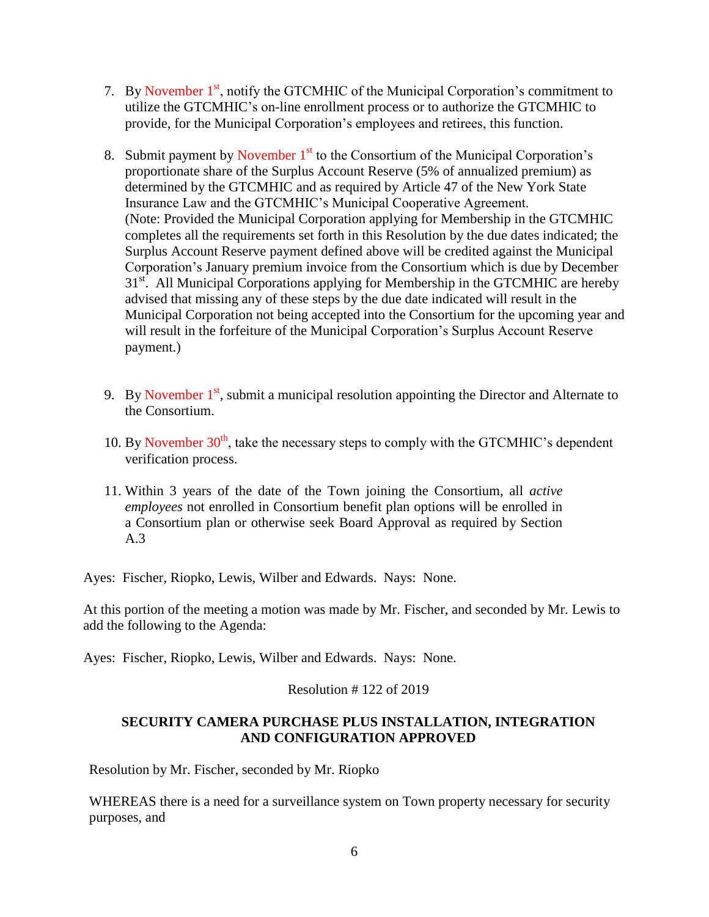7. By November 1st, notify the GTCMHIC of the Municipal Corporation's commitment to utilize the GTCMHIC's on-line enrollment process or to authorize the GTCMHIC to provide, for the Municipal Corporation's employees and retirees, this function.

8. Submit payment by November 1st to the Consortium of the Municipal Corporation's proportionate share of the Surplus Account Reserve (5% of annualized premium) as determined by the GTCMHIC and as required by Article 47 of the New York State Insurance Law and the GTCMHIC's Municipal Cooperative Agreement.
(Note: Provided the Municipal Corporation applying for Membership in the GTCMHIC completes all the requirements set forth in this Resolution by the due dates indicated; the Surplus Account Reserve payment defined above will be credited against the Municipal Corporation's January premium invoice from the Consortium which is due by December 31st. All Municipal Corporations applying for Membership in the GTCMHIC are hereby advised that missing any of these steps by the due date indicated will result in the Municipal Corporation not being accepted into the Consortium for the upcoming year and will result in the forfeiture of the Municipal Corporation's Surplus Account Reserve payment.)

9. By November 1st, submit a municipal resolution appointing the Director and Alternate to the Consortium.

10. By November 30th, take the necessary steps to comply with the GTCMHIC's dependent verification process.

11. Within 3 years of the date of the Town joining the Consortium, all *active employees* not enrolled in Consortium benefit plan options will be enrolled in a Consortium plan or otherwise seek Board Approval as required by Section A.3

Ayes: Fischer, Riopko, Lewis, Wilber and Edwards. Nays: None.

At this portion of the meeting a motion was made by Mr. Fischer, and seconded by Mr. Lewis to add the following to the Agenda:

Ayes: Fischer, Riopko, Lewis, Wilber and Edwards. Nays: None.

Resolution # 122 of 2019

**SECURITY CAMERA PURCHASE PLUS INSTALLATION, INTEGRATION AND CONFIGURATION APPROVED**

Resolution by Mr. Fischer, seconded by Mr. Riopko

WHEREAS there is a need for a surveillance system on Town property necessary for security purposes, and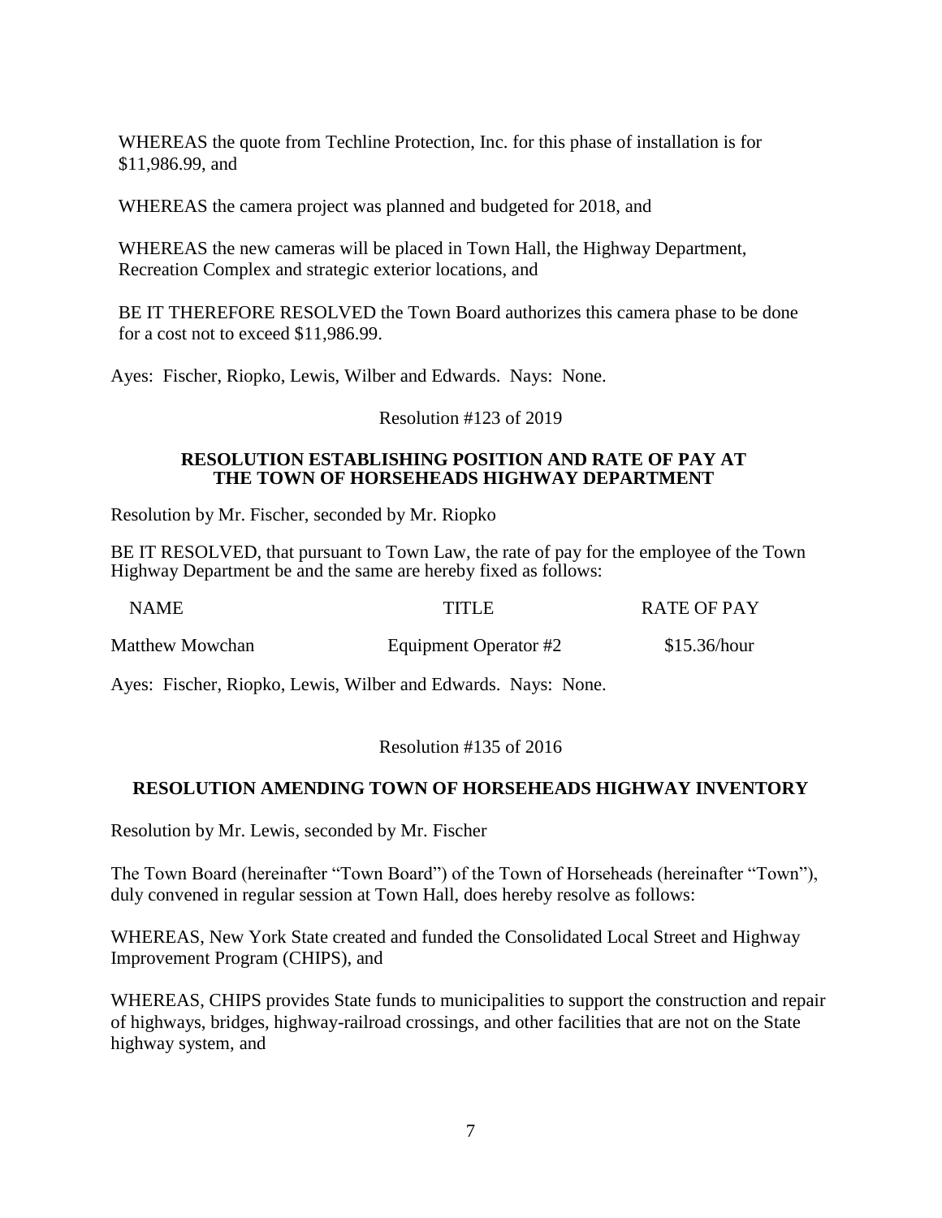WHEREAS the quote from Techline Protection, Inc. for this phase of installation is for $11,986.99, and

WHEREAS the camera project was planned and budgeted for 2018, and

WHEREAS the new cameras will be placed in Town Hall, the Highway Department, Recreation Complex and strategic exterior locations, and

BE IT THEREFORE RESOLVED the Town Board authorizes this camera phase to be done for a cost not to exceed $11,986.99.

Ayes: Fischer, Riopko, Lewis, Wilber and Edwards. Nays: None.

Resolution #123 of 2019

**RESOLUTION ESTABLISHING POSITION AND RATE OF PAY AT THE TOWN OF HORSEHEADS HIGHWAY DEPARTMENT**

Resolution by Mr. Fischer, seconded by Mr. Riopko

BE IT RESOLVED, that pursuant to Town Law, the rate of pay for the employee of the Town Highway Department be and the same are hereby fixed as follows:

| NAME | TITLE | RATE OF PAY |
|---|---|---|
| Matthew Mowchan | Equipment Operator #2 | $15.36/hour |

Ayes: Fischer, Riopko, Lewis, Wilber and Edwards. Nays: None.

Resolution #135 of 2016

**RESOLUTION AMENDING TOWN OF HORSEHEADS HIGHWAY INVENTORY**

Resolution by Mr. Lewis, seconded by Mr. Fischer

The Town Board (hereinafter "Town Board") of the Town of Horseheads (hereinafter "Town"), duly convened in regular session at Town Hall, does hereby resolve as follows:

WHEREAS, New York State created and funded the Consolidated Local Street and Highway Improvement Program (CHIPS), and

WHEREAS, CHIPS provides State funds to municipalities to support the construction and repair of highways, bridges, highway-railroad crossings, and other facilities that are not on the State highway system, and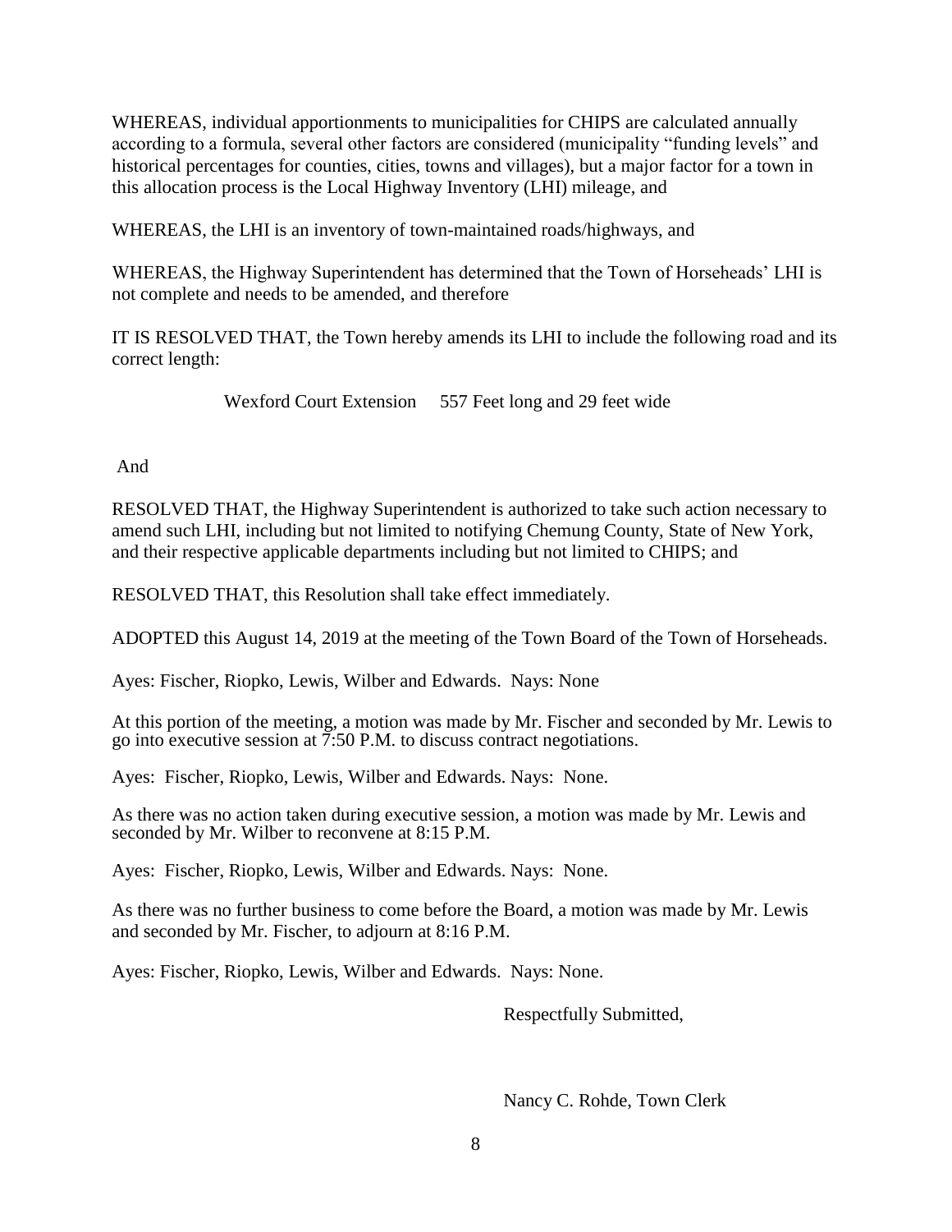WHEREAS, individual apportionments to municipalities for CHIPS are calculated annually according to a formula, several other factors are considered (municipality "funding levels" and historical percentages for counties, cities, towns and villages), but a major factor for a town in this allocation process is the Local Highway Inventory (LHI) mileage, and

WHEREAS, the LHI is an inventory of town-maintained roads/highways, and

WHEREAS, the Highway Superintendent has determined that the Town of Horseheads' LHI is not complete and needs to be amended, and therefore

IT IS RESOLVED THAT, the Town hereby amends its LHI to include the following road and its correct length:

Wexford Court Extension     557 Feet long and 29 feet wide

And

RESOLVED THAT, the Highway Superintendent is authorized to take such action necessary to amend such LHI, including but not limited to notifying Chemung County, State of New York, and their respective applicable departments including but not limited to CHIPS; and

RESOLVED THAT, this Resolution shall take effect immediately.

ADOPTED this August 14, 2019 at the meeting of the Town Board of the Town of Horseheads.

Ayes: Fischer, Riopko, Lewis, Wilber and Edwards. Nays: None

At this portion of the meeting, a motion was made by Mr. Fischer and seconded by Mr. Lewis to go into executive session at 7:50 P.M. to discuss contract negotiations.

Ayes: Fischer, Riopko, Lewis, Wilber and Edwards. Nays: None.

As there was no action taken during executive session, a motion was made by Mr. Lewis and seconded by Mr. Wilber to reconvene at 8:15 P.M.

Ayes: Fischer, Riopko, Lewis, Wilber and Edwards. Nays: None.

As there was no further business to come before the Board, a motion was made by Mr. Lewis and seconded by Mr. Fischer, to adjourn at 8:16 P.M.

Ayes: Fischer, Riopko, Lewis, Wilber and Edwards. Nays: None.

Respectfully Submitted,

Nancy C. Rohde, Town Clerk